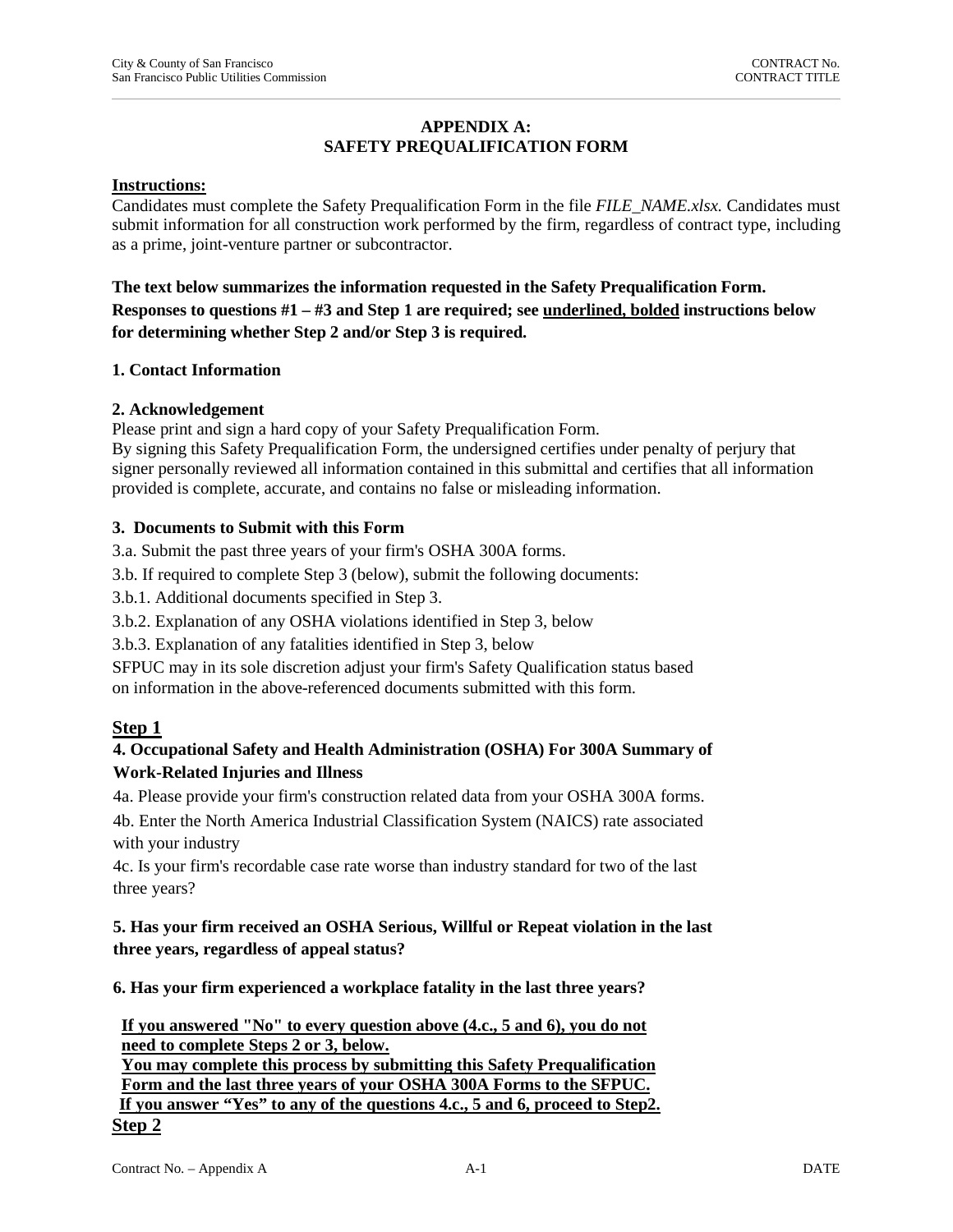# APPENDIX A: SAFETY PREQUALIFICATION FORM

**Instructions:**

Candidates must complete the Safety Prequalification Form in the file *FILE_NAME.xlsx.* Candidates must submit information for all construction work performed by the firm, regardless of contract type, including as a prime, joint-venture partner or subcontractor.

**The text below summarizes the information requested in the Safety Prequalification Form. Responses to questions #1 – #3 and Step 1 are required; see <u>underlined, bolded</u> instructions below for determining whether Step 2 and/or Step 3 is required.**

**1. Contact Information**

**2. Acknowledgement**

Please print and sign a hard copy of your Safety Prequalification Form.
By signing this Safety Prequalification Form, the undersigned certifies under penalty of perjury that signer personally reviewed all information contained in this submittal and certifies that all information provided is complete, accurate, and contains no false or misleading information.

**3. Documents to Submit with this Form**

3.a. Submit the past three years of your firm's OSHA 300A forms.

3.b. If required to complete Step 3 (below), submit the following documents:

3.b.1. Additional documents specified in Step 3.

3.b.2. Explanation of any OSHA violations identified in Step 3, below

3.b.3. Explanation of any fatalities identified in Step 3, below

SFPUC may in its sole discretion adjust your firm's Safety Qualification status based on information in the above-referenced documents submitted with this form.

## Step 1

**4. Occupational Safety and Health Administration (OSHA) For 300A Summary of Work-Related Injuries and Illness**

4a. Please provide your firm's construction related data from your OSHA 300A forms.

4b. Enter the North America Industrial Classification System (NAICS) rate associated with your industry

4c. Is your firm's recordable case rate worse than industry standard for two of the last three years?

**5. Has your firm received an OSHA Serious, Willful or Repeat violation in the last three years, regardless of appeal status?**

**6. Has your firm experienced a workplace fatality in the last three years?**

**<u>If you answered "No" to every question above (4.c., 5 and 6), you do not need to complete Steps 2 or 3, below.</u>**
**<u>You may complete this process by submitting this Safety Prequalification Form and the last three years of your OSHA 300A Forms to the SFPUC.</u>**
**<u>If you answer "Yes" to any of the questions 4.c., 5 and 6, proceed to Step2.</u>**

## Step 2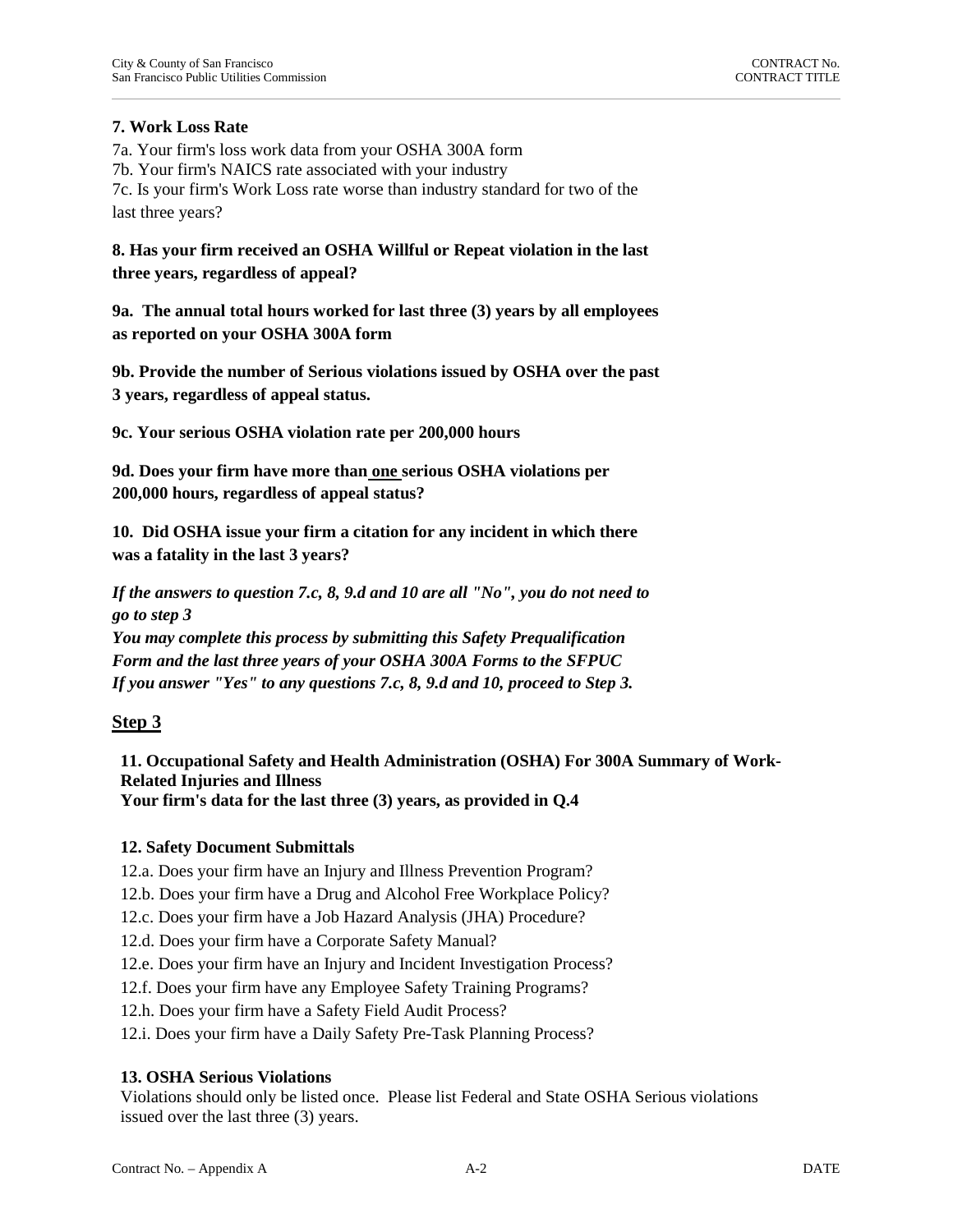**7. Work Loss Rate**

7a. Your firm's loss work data from your OSHA 300A form
7b. Your firm's NAICS rate associated with your industry
7c. Is your firm's Work Loss rate worse than industry standard for two of the last three years?

**8. Has your firm received an OSHA Willful or Repeat violation in the last three years, regardless of appeal?**

**9a. The annual total hours worked for last three (3) years by all employees as reported on your OSHA 300A form**

**9b. Provide the number of Serious violations issued by OSHA over the past 3 years, regardless of appeal status.**

**9c. Your serious OSHA violation rate per 200,000 hours**

**9d. Does your firm have more than <u>one</u> serious OSHA violations per 200,000 hours, regardless of appeal status?**

**10. Did OSHA issue your firm a citation for any incident in which there was a fatality in the last 3 years?**

***If the answers to question 7.c, 8, 9.d and 10 are all "No", you do not need to go to step 3***
***You may complete this process by submitting this Safety Prequalification Form and the last three years of your OSHA 300A Forms to the SFPUC***
***If you answer "Yes" to any questions 7.c, 8, 9.d and 10, proceed to Step 3.***

## Step 3

**11. Occupational Safety and Health Administration (OSHA) For 300A Summary of Work-Related Injuries and Illness**
**Your firm's data for the last three (3) years, as provided in Q.4**

**12. Safety Document Submittals**

12.a. Does your firm have an Injury and Illness Prevention Program?
12.b. Does your firm have a Drug and Alcohol Free Workplace Policy?
12.c. Does your firm have a Job Hazard Analysis (JHA) Procedure?
12.d. Does your firm have a Corporate Safety Manual?
12.e. Does your firm have an Injury and Incident Investigation Process?
12.f. Does your firm have any Employee Safety Training Programs?
12.h. Does your firm have a Safety Field Audit Process?
12.i. Does your firm have a Daily Safety Pre-Task Planning Process?

**13. OSHA Serious Violations**

Violations should only be listed once. Please list Federal and State OSHA Serious violations issued over the last three (3) years.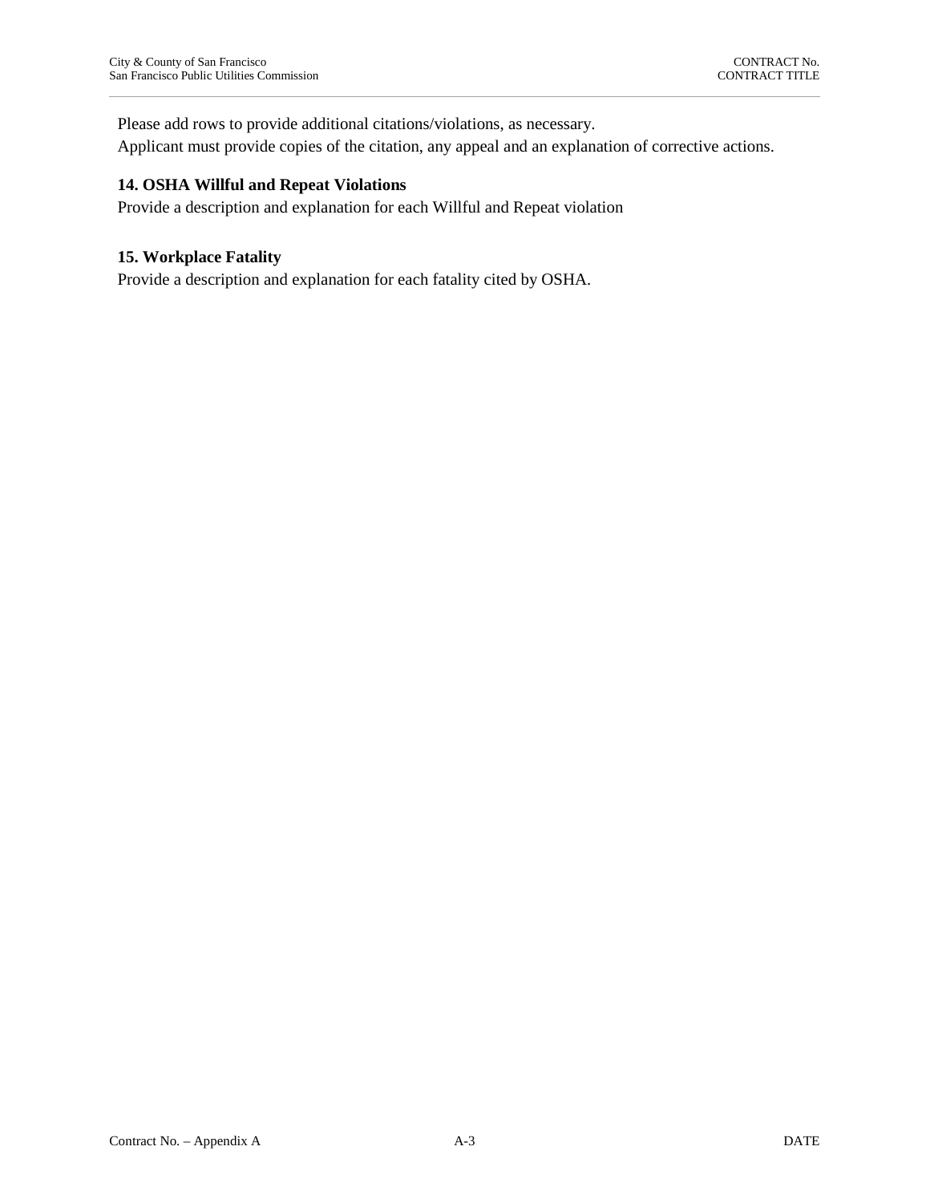Please add rows to provide additional citations/violations, as necessary.
Applicant must provide copies of the citation, any appeal and an explanation of corrective actions.

### 14. OSHA Willful and Repeat Violations

Provide a description and explanation for each Willful and Repeat violation

### 15. Workplace Fatality

Provide a description and explanation for each fatality cited by OSHA.